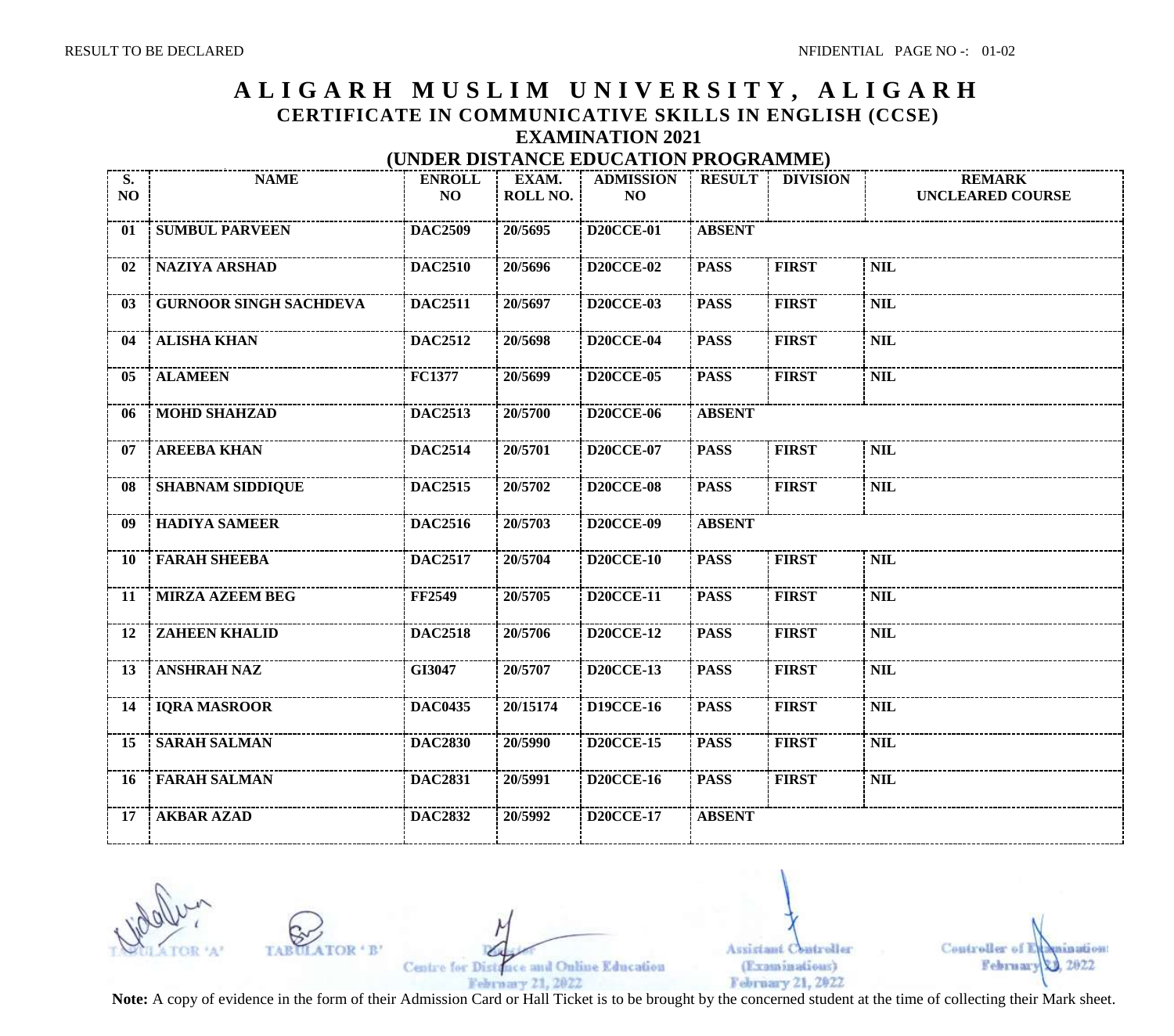RESULT TO BE DECLARED

NFIDENTIAL

# ALIGARH MUSLIM UNIVERSITY, ALIGARH

## CERTIFICATE IN COMMUNICATIVE SKILLS IN ENGLISH (CCSE)

## EXAMINATION 2021

## (UNDER DISTANCE EDUCATION PROGRAMME)

| S. NO | NAME | ENROLL NO | EXAM. ROLL NO. | ADMISSION NO | RESULT | DIVISION | REMARK UNCLEARED COURSE |
|---|---|---|---|---|---|---|---|
| 01 | SUMBUL PARVEEN | DAC2509 | 20/5695 | D20CCE-01 | ABSENT | | |
| 02 | NAZIYA ARSHAD | DAC2510 | 20/5696 | D20CCE-02 | PASS | FIRST | NIL |
| 03 | GURNOOR SINGH SACHDEVA | DAC2511 | 20/5697 | D20CCE-03 | PASS | FIRST | NIL |
| 04 | ALISHA KHAN | DAC2512 | 20/5698 | D20CCE-04 | PASS | FIRST | NIL |
| 05 | ALAMEEN | FC1377 | 20/5699 | D20CCE-05 | PASS | FIRST | NIL |
| 06 | MOHD SHAHZAD | DAC2513 | 20/5700 | D20CCE-06 | ABSENT | | |
| 07 | AREEBA KHAN | DAC2514 | 20/5701 | D20CCE-07 | PASS | FIRST | NIL |
| 08 | SHABNAM SIDDIQUE | DAC2515 | 20/5702 | D20CCE-08 | PASS | FIRST | NIL |
| 09 | HADIYA SAMEER | DAC2516 | 20/5703 | D20CCE-09 | ABSENT | | |
| 10 | FARAH SHEEBA | DAC2517 | 20/5704 | D20CCE-10 | PASS | FIRST | NIL |
| 11 | MIRZA AZEEM BEG | FF2549 | 20/5705 | D20CCE-11 | PASS | FIRST | NIL |
| 12 | ZAHEEN KHALID | DAC2518 | 20/5706 | D20CCE-12 | PASS | FIRST | NIL |
| 13 | ANSHRAH NAZ | GI3047 | 20/5707 | D20CCE-13 | PASS | FIRST | NIL |
| 14 | IQRA MASROOR | DAC0435 | 20/15174 | D19CCE-16 | PASS | FIRST | NIL |
| 15 | SARAH SALMAN | DAC2830 | 20/5990 | D20CCE-15 | PASS | FIRST | NIL |
| 16 | FARAH SALMAN | DAC2831 | 20/5991 | D20CCE-16 | PASS | FIRST | NIL |
| 17 | AKBAR AZAD | DAC2832 | 20/5992 | D20CCE-17 | ABSENT | | |

TABULATOR 'A'    TABULATOR 'B'    Director, Centre for Distance and Online Education, February 21, 2022    Assistant Controller (Examinations), February 21, 2022    Controller of Examinations, February 23, 2022

**Note:** A copy of evidence in the form of their Admission Card or Hall Ticket is to be brought by the concerned student at the time of collecting their Mark sheet.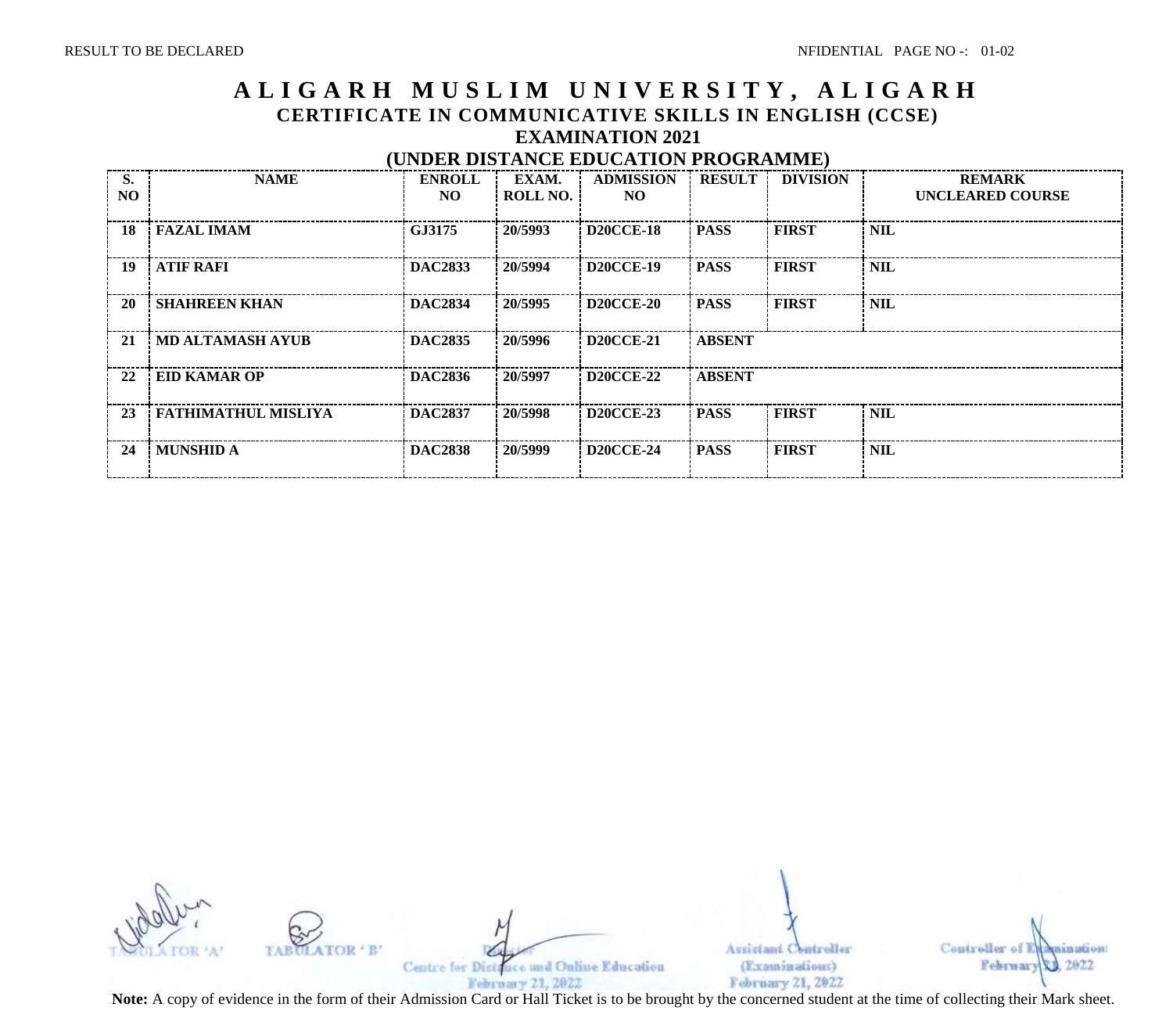RESULT TO BE DECLARED

NFIDENTIAL PAGE NO -: 01-02

# A L I G A R H M U S L I M U N I V E R S I T Y , A L I G A R H

## CERTIFICATE IN COMMUNICATIVE SKILLS IN ENGLISH (CCSE)

## EXAMINATION 2021

## (UNDER DISTANCE EDUCATION PROGRAMME)

| S. NO | NAME | ENROLL NO | EXAM. ROLL NO. | ADMISSION NO | RESULT | DIVISION | REMARK UNCLEARED COURSE |
|---|---|---|---|---|---|---|---|
| 18 | FAZAL IMAM | GJ3175 | 20/5993 | D20CCE-18 | PASS | FIRST | NIL |
| 19 | ATIF RAFI | DAC2833 | 20/5994 | D20CCE-19 | PASS | FIRST | NIL |
| 20 | SHAHREEN KHAN | DAC2834 | 20/5995 | D20CCE-20 | PASS | FIRST | NIL |
| 21 | MD ALTAMASH AYUB | DAC2835 | 20/5996 | D20CCE-21 | ABSENT | | |
| 22 | EID KAMAR OP | DAC2836 | 20/5997 | D20CCE-22 | ABSENT | | |
| 23 | FATHIMATHUL MISLIYA | DAC2837 | 20/5998 | D20CCE-23 | PASS | FIRST | NIL |
| 24 | MUNSHID A | DAC2838 | 20/5999 | D20CCE-24 | PASS | FIRST | NIL |

TABULATOR 'A'    TABULATOR 'B'    Director, Centre for Distance and Online Education, February 21, 2022    Assistant Controller (Examinations), February 21, 2022    Controller of Examinations, February 21, 2022

**Note:** A copy of evidence in the form of their Admission Card or Hall Ticket is to be brought by the concerned student at the time of collecting their Mark sheet.